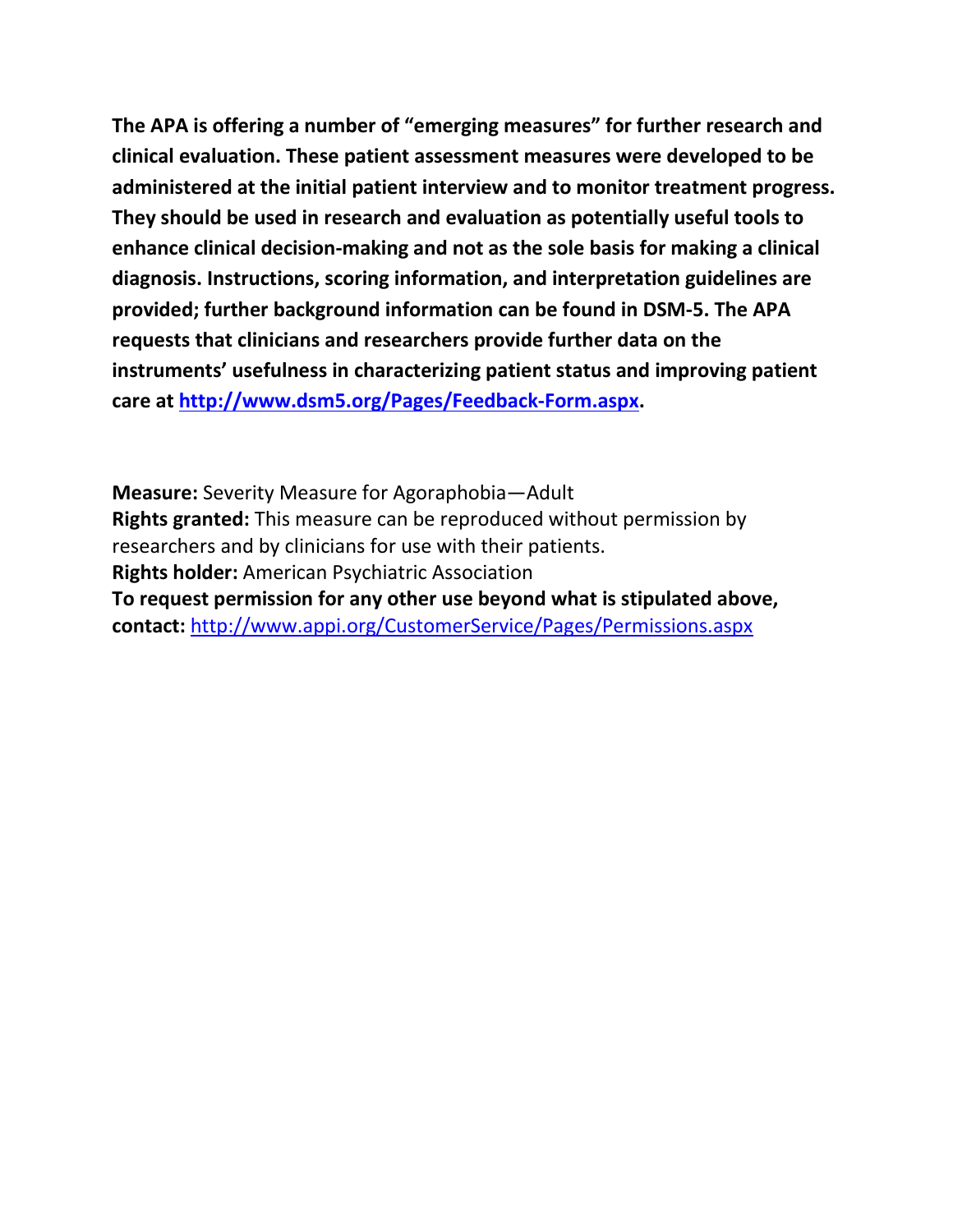**The APA is offering a number of "emerging measures" for further research and clinical evaluation. These patient assessment measures were developed to be administered at the initial patient interview and to monitor treatment progress. They should be used in research and evaluation as potentially useful tools to enhance clinical decision-making and not as the sole basis for making a clinical diagnosis. Instructions, scoring information, and interpretation guidelines are provided; further background information can be found in DSM-5. The APA requests that clinicians and researchers provide further data on the instruments' usefulness in characterizing patient status and improving patient care at [http://www.dsm5.org/Pages/Feedback-Form.aspx](http://www.dsm5.org/Pages/Feedback-Form.aspx).**

**Measure:** Severity Measure for Agoraphobia—Adult
**Rights granted:** This measure can be reproduced without permission by researchers and by clinicians for use with their patients.
**Rights holder:** American Psychiatric Association
**To request permission for any other use beyond what is stipulated above, contact:** [http://www.appi.org/CustomerService/Pages/Permissions.aspx](http://www.appi.org/CustomerService/Pages/Permissions.aspx)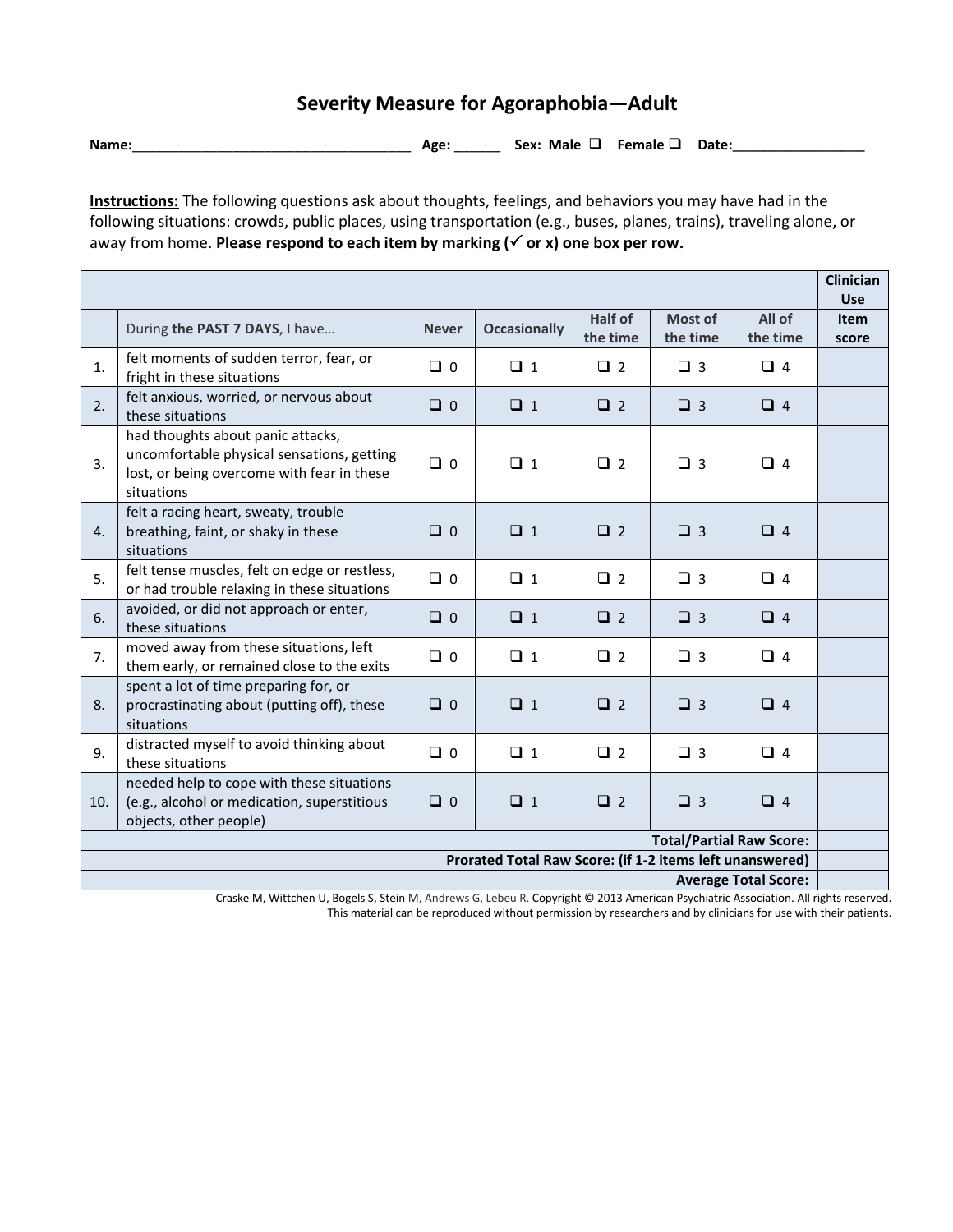# Severity Measure for Agoraphobia—Adult

**Name:**___________________________________ **Age:** ______ **Sex:** Male ❑ Female ❑ **Date:**_________________

**Instructions:** The following questions ask about thoughts, feelings, and behaviors you may have had in the following situations: crowds, public places, using transportation (e.g., buses, planes, trains), traveling alone, or away from home. **Please respond to each item by marking (✓ or x) one box per row.**

| | | | | | | | **Clinician Use** |
|---|---|---|---|---|---|---|---|
| | During **the PAST 7 DAYS**, I have… | **Never** | **Occasionally** | **Half of the time** | **Most of the time** | **All of the time** | **Item score** |
| 1. | felt moments of sudden terror, fear, or fright in these situations | ❑ 0 | ❑ 1 | ❑ 2 | ❑ 3 | ❑ 4 | |
| 2. | felt anxious, worried, or nervous about these situations | ❑ 0 | ❑ 1 | ❑ 2 | ❑ 3 | ❑ 4 | |
| 3. | had thoughts about panic attacks, uncomfortable physical sensations, getting lost, or being overcome with fear in these situations | ❑ 0 | ❑ 1 | ❑ 2 | ❑ 3 | ❑ 4 | |
| 4. | felt a racing heart, sweaty, trouble breathing, faint, or shaky in these situations | ❑ 0 | ❑ 1 | ❑ 2 | ❑ 3 | ❑ 4 | |
| 5. | felt tense muscles, felt on edge or restless, or had trouble relaxing in these situations | ❑ 0 | ❑ 1 | ❑ 2 | ❑ 3 | ❑ 4 | |
| 6. | avoided, or did not approach or enter, these situations | ❑ 0 | ❑ 1 | ❑ 2 | ❑ 3 | ❑ 4 | |
| 7. | moved away from these situations, left them early, or remained close to the exits | ❑ 0 | ❑ 1 | ❑ 2 | ❑ 3 | ❑ 4 | |
| 8. | spent a lot of time preparing for, or procrastinating about (putting off), these situations | ❑ 0 | ❑ 1 | ❑ 2 | ❑ 3 | ❑ 4 | |
| 9. | distracted myself to avoid thinking about these situations | ❑ 0 | ❑ 1 | ❑ 2 | ❑ 3 | ❑ 4 | |
| 10. | needed help to cope with these situations (e.g., alcohol or medication, superstitious objects, other people) | ❑ 0 | ❑ 1 | ❑ 2 | ❑ 3 | ❑ 4 | |
| | | | | | | **Total/Partial Raw Score:** | |
| | | | | | | **Prorated Total Raw Score: (if 1-2 items left unanswered)** | |
| | | | | | | **Average Total Score:** | |

Craske M, Wittchen U, Bogels S, Stein M, Andrews G, Lebeu R. Copyright © 2013 American Psychiatric Association. All rights reserved.
This material can be reproduced without permission by researchers and by clinicians for use with their patients.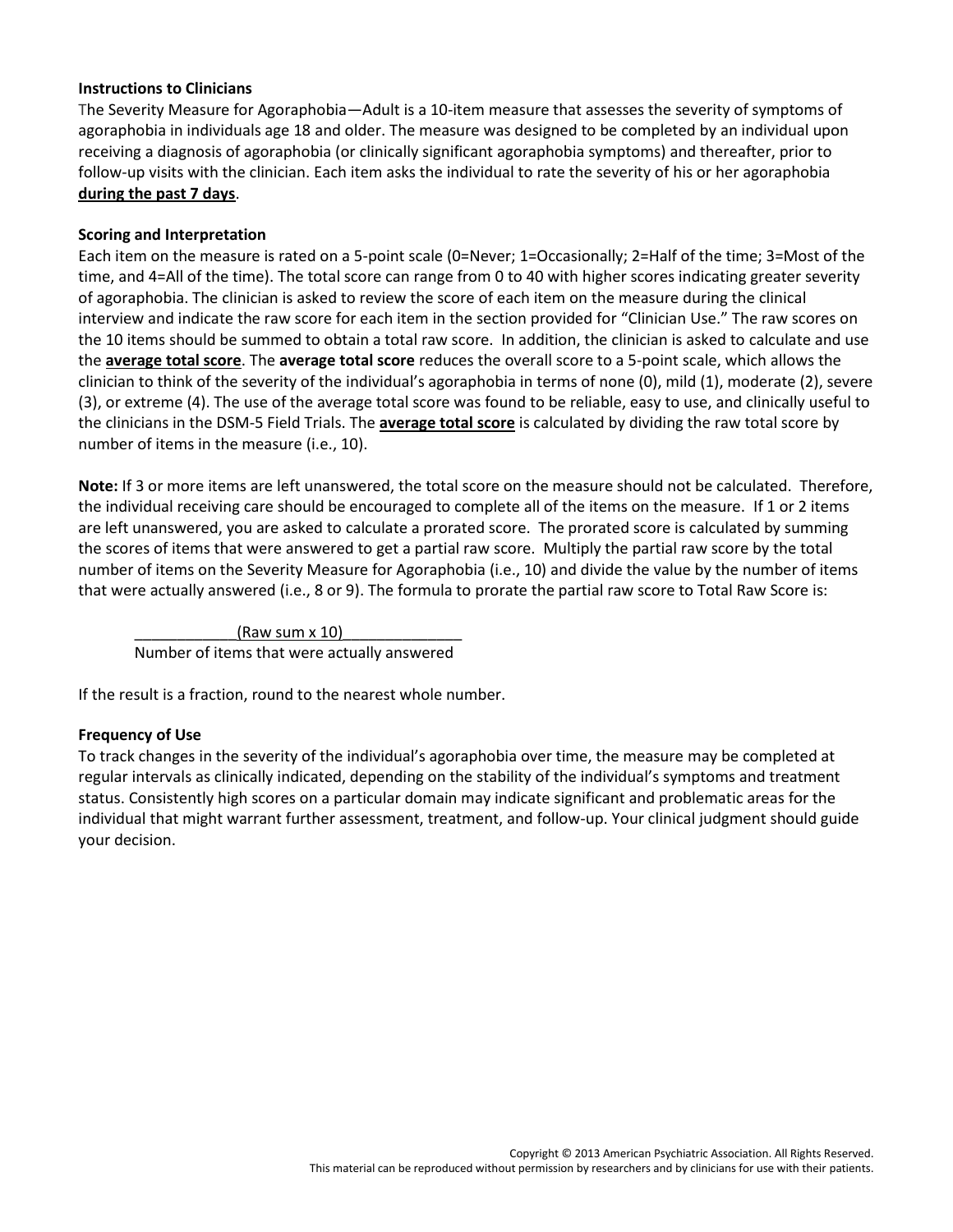**Instructions to Clinicians**

The Severity Measure for Agoraphobia—Adult is a 10-item measure that assesses the severity of symptoms of agoraphobia in individuals age 18 and older. The measure was designed to be completed by an individual upon receiving a diagnosis of agoraphobia (or clinically significant agoraphobia symptoms) and thereafter, prior to follow-up visits with the clinician. Each item asks the individual to rate the severity of his or her agoraphobia **during the past 7 days**.

**Scoring and Interpretation**

Each item on the measure is rated on a 5-point scale (0=Never; 1=Occasionally; 2=Half of the time; 3=Most of the time, and 4=All of the time). The total score can range from 0 to 40 with higher scores indicating greater severity of agoraphobia. The clinician is asked to review the score of each item on the measure during the clinical interview and indicate the raw score for each item in the section provided for "Clinician Use." The raw scores on the 10 items should be summed to obtain a total raw score. In addition, the clinician is asked to calculate and use the **average total score**. The **average total score** reduces the overall score to a 5-point scale, which allows the clinician to think of the severity of the individual's agoraphobia in terms of none (0), mild (1), moderate (2), severe (3), or extreme (4). The use of the average total score was found to be reliable, easy to use, and clinically useful to the clinicians in the DSM-5 Field Trials. The **average total score** is calculated by dividing the raw total score by number of items in the measure (i.e., 10).

**Note:** If 3 or more items are left unanswered, the total score on the measure should not be calculated. Therefore, the individual receiving care should be encouraged to complete all of the items on the measure. If 1 or 2 items are left unanswered, you are asked to calculate a prorated score. The prorated score is calculated by summing the scores of items that were answered to get a partial raw score. Multiply the partial raw score by the total number of items on the Severity Measure for Agoraphobia (i.e., 10) and divide the value by the number of items that were actually answered (i.e., 8 or 9). The formula to prorate the partial raw score to Total Raw Score is:

$$\frac{\text{(Raw sum x 10)}}{\text{Number of items that were actually answered}}$$

If the result is a fraction, round to the nearest whole number.

**Frequency of Use**

To track changes in the severity of the individual's agoraphobia over time, the measure may be completed at regular intervals as clinically indicated, depending on the stability of the individual's symptoms and treatment status. Consistently high scores on a particular domain may indicate significant and problematic areas for the individual that might warrant further assessment, treatment, and follow-up. Your clinical judgment should guide your decision.

Copyright © 2013 American Psychiatric Association. All Rights Reserved.
This material can be reproduced without permission by researchers and by clinicians for use with their patients.